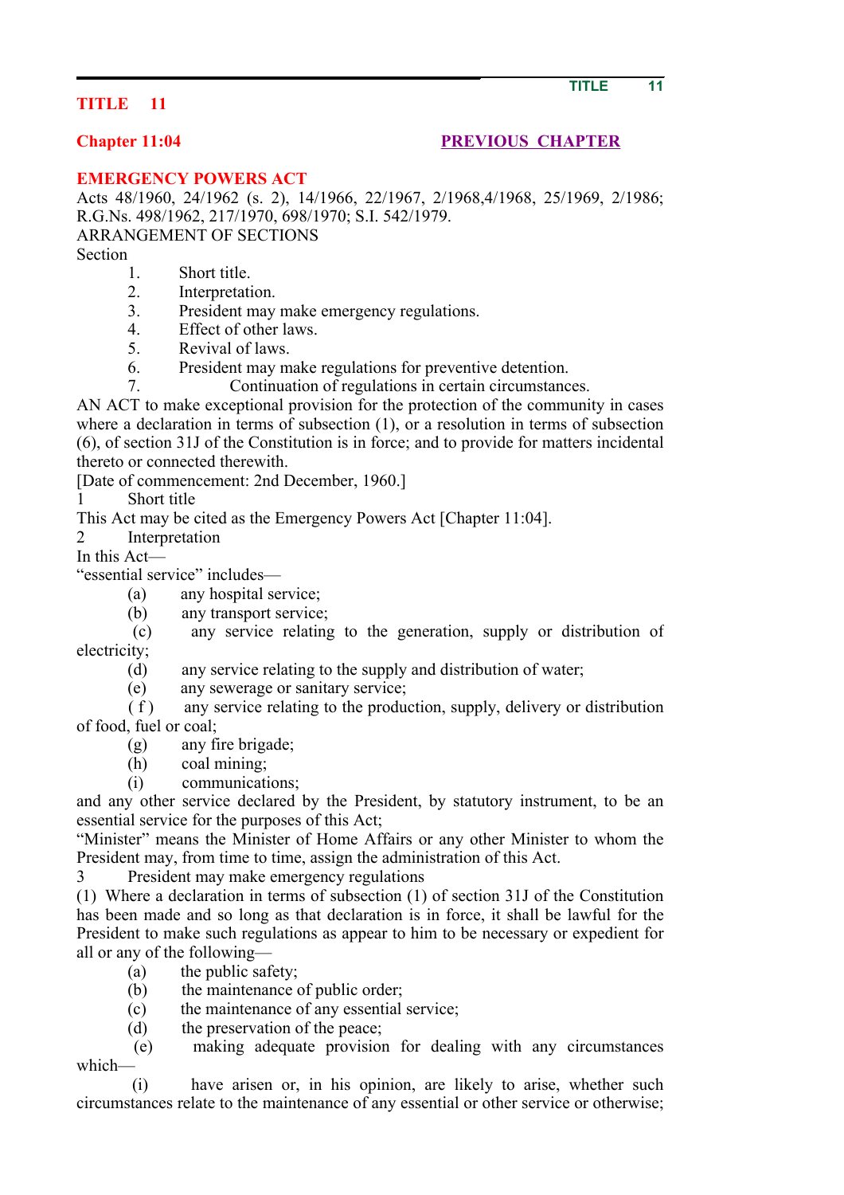# TITLE 11

## Chapter 11:04

PREVIOUS CHAPTER

## EMERGENCY POWERS ACT

Acts 48/1960, 24/1962 (s. 2), 14/1966, 22/1967, 2/1968,4/1968, 25/1969, 2/1986; R.G.Ns. 498/1962, 217/1970, 698/1970; S.I. 542/1979.

ARRANGEMENT OF SECTIONS

Section

1. Short title.
2. Interpretation.
3. President may make emergency regulations.
4. Effect of other laws.
5. Revival of laws.
6. President may make regulations for preventive detention.
7. Continuation of regulations in certain circumstances.

AN ACT to make exceptional provision for the protection of the community in cases where a declaration in terms of subsection (1), or a resolution in terms of subsection (6), of section 31J of the Constitution is in force; and to provide for matters incidental thereto or connected therewith.

[Date of commencement: 2nd December, 1960.]

1 Short title

This Act may be cited as the Emergency Powers Act [Chapter 11:04].

2 Interpretation

In this Act—

"essential service" includes—

(a) any hospital service;

(b) any transport service;

(c) any service relating to the generation, supply or distribution of electricity;

(d) any service relating to the supply and distribution of water;

(e) any sewerage or sanitary service;

(f) any service relating to the production, supply, delivery or distribution of food, fuel or coal;

(g) any fire brigade;

(h) coal mining;

(i) communications;

and any other service declared by the President, by statutory instrument, to be an essential service for the purposes of this Act;

"Minister" means the Minister of Home Affairs or any other Minister to whom the President may, from time to time, assign the administration of this Act.

3 President may make emergency regulations

(1) Where a declaration in terms of subsection (1) of section 31J of the Constitution has been made and so long as that declaration is in force, it shall be lawful for the President to make such regulations as appear to him to be necessary or expedient for all or any of the following—

(a) the public safety;

(b) the maintenance of public order;

(c) the maintenance of any essential service;

(d) the preservation of the peace;

(e) making adequate provision for dealing with any circumstances which—

(i) have arisen or, in his opinion, are likely to arise, whether such circumstances relate to the maintenance of any essential or other service or otherwise;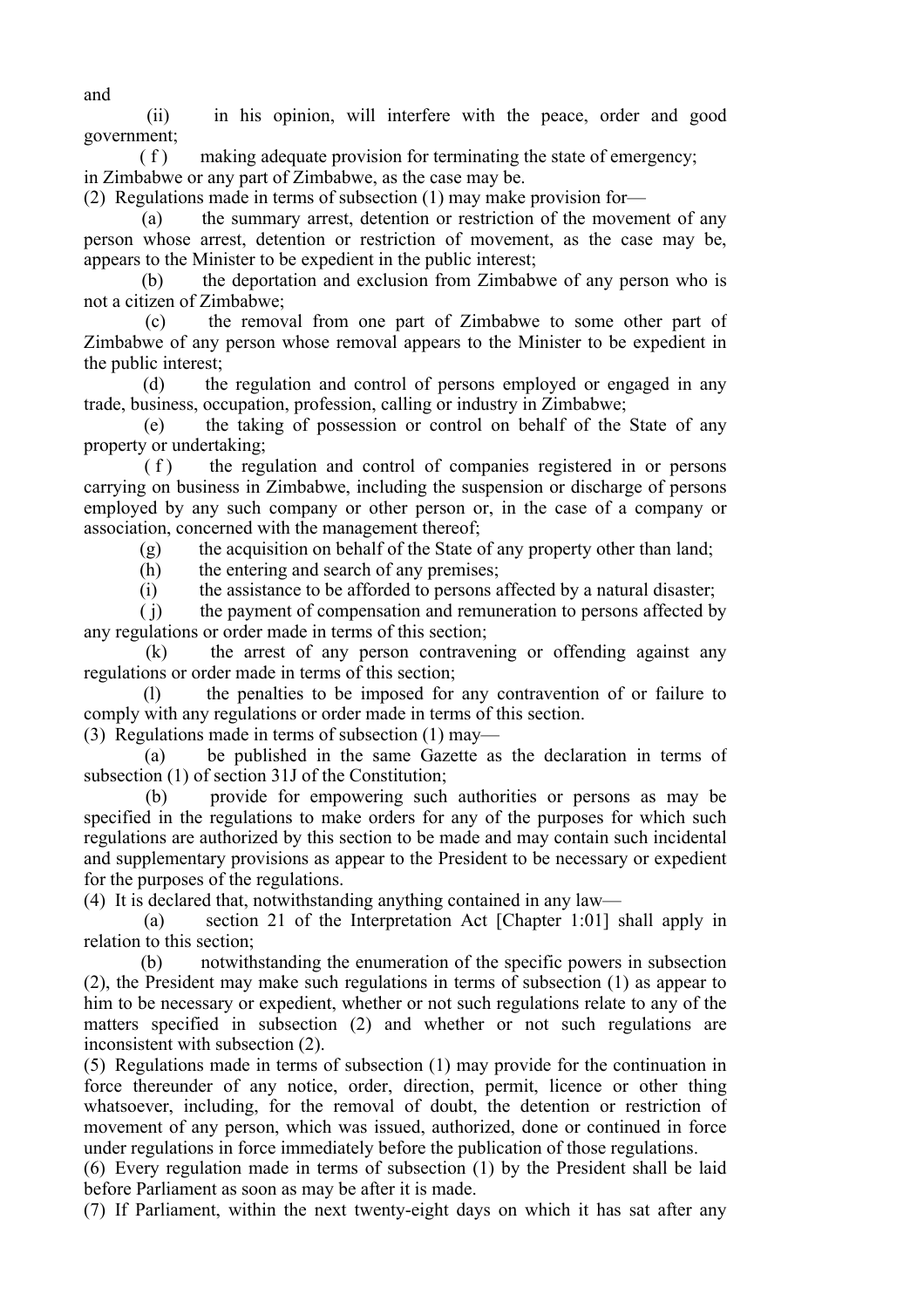and

(ii) in his opinion, will interfere with the peace, order and good government;

(f) making adequate provision for terminating the state of emergency;

in Zimbabwe or any part of Zimbabwe, as the case may be.

(2) Regulations made in terms of subsection (1) may make provision for—

(a) the summary arrest, detention or restriction of the movement of any person whose arrest, detention or restriction of movement, as the case may be, appears to the Minister to be expedient in the public interest;

(b) the deportation and exclusion from Zimbabwe of any person who is not a citizen of Zimbabwe;

(c) the removal from one part of Zimbabwe to some other part of Zimbabwe of any person whose removal appears to the Minister to be expedient in the public interest;

(d) the regulation and control of persons employed or engaged in any trade, business, occupation, profession, calling or industry in Zimbabwe;

(e) the taking of possession or control on behalf of the State of any property or undertaking;

(f) the regulation and control of companies registered in or persons carrying on business in Zimbabwe, including the suspension or discharge of persons employed by any such company or other person or, in the case of a company or association, concerned with the management thereof;

(g) the acquisition on behalf of the State of any property other than land;

(h) the entering and search of any premises;

(i) the assistance to be afforded to persons affected by a natural disaster;

(j) the payment of compensation and remuneration to persons affected by any regulations or order made in terms of this section;

(k) the arrest of any person contravening or offending against any regulations or order made in terms of this section;

(l) the penalties to be imposed for any contravention of or failure to comply with any regulations or order made in terms of this section.

(3) Regulations made in terms of subsection (1) may—

(a) be published in the same Gazette as the declaration in terms of subsection (1) of section 31J of the Constitution;

(b) provide for empowering such authorities or persons as may be specified in the regulations to make orders for any of the purposes for which such regulations are authorized by this section to be made and may contain such incidental and supplementary provisions as appear to the President to be necessary or expedient for the purposes of the regulations.

(4) It is declared that, notwithstanding anything contained in any law—

(a) section 21 of the Interpretation Act [Chapter 1:01] shall apply in relation to this section;

(b) notwithstanding the enumeration of the specific powers in subsection (2), the President may make such regulations in terms of subsection (1) as appear to him to be necessary or expedient, whether or not such regulations relate to any of the matters specified in subsection (2) and whether or not such regulations are inconsistent with subsection (2).

(5) Regulations made in terms of subsection (1) may provide for the continuation in force thereunder of any notice, order, direction, permit, licence or other thing whatsoever, including, for the removal of doubt, the detention or restriction of movement of any person, which was issued, authorized, done or continued in force under regulations in force immediately before the publication of those regulations.

(6) Every regulation made in terms of subsection (1) by the President shall be laid before Parliament as soon as may be after it is made.

(7) If Parliament, within the next twenty-eight days on which it has sat after any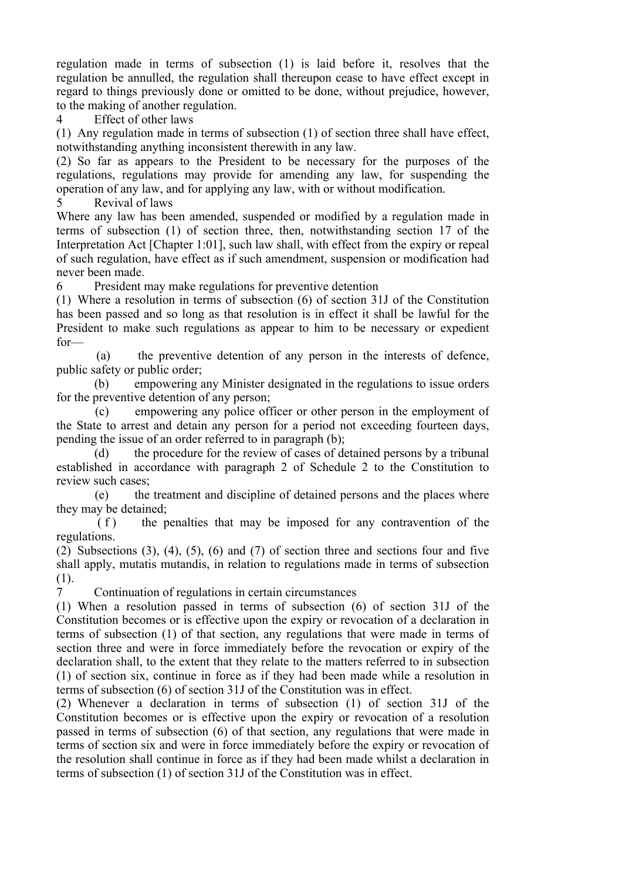regulation made in terms of subsection (1) is laid before it, resolves that the regulation be annulled, the regulation shall thereupon cease to have effect except in regard to things previously done or omitted to be done, without prejudice, however, to the making of another regulation.

4 Effect of other laws

(1) Any regulation made in terms of subsection (1) of section three shall have effect, notwithstanding anything inconsistent therewith in any law.

(2) So far as appears to the President to be necessary for the purposes of the regulations, regulations may provide for amending any law, for suspending the operation of any law, and for applying any law, with or without modification.

5 Revival of laws

Where any law has been amended, suspended or modified by a regulation made in terms of subsection (1) of section three, then, notwithstanding section 17 of the Interpretation Act [Chapter 1:01], such law shall, with effect from the expiry or repeal of such regulation, have effect as if such amendment, suspension or modification had never been made.

6 President may make regulations for preventive detention

(1) Where a resolution in terms of subsection (6) of section 31J of the Constitution has been passed and so long as that resolution is in effect it shall be lawful for the President to make such regulations as appear to him to be necessary or expedient for—

(a) the preventive detention of any person in the interests of defence, public safety or public order;

(b) empowering any Minister designated in the regulations to issue orders for the preventive detention of any person;

(c) empowering any police officer or other person in the employment of the State to arrest and detain any person for a period not exceeding fourteen days, pending the issue of an order referred to in paragraph (b);

(d) the procedure for the review of cases of detained persons by a tribunal established in accordance with paragraph 2 of Schedule 2 to the Constitution to review such cases;

(e) the treatment and discipline of detained persons and the places where they may be detained;

(f) the penalties that may be imposed for any contravention of the regulations.

(2) Subsections (3), (4), (5), (6) and (7) of section three and sections four and five shall apply, mutatis mutandis, in relation to regulations made in terms of subsection (1).

7 Continuation of regulations in certain circumstances

(1) When a resolution passed in terms of subsection (6) of section 31J of the Constitution becomes or is effective upon the expiry or revocation of a declaration in terms of subsection (1) of that section, any regulations that were made in terms of section three and were in force immediately before the revocation or expiry of the declaration shall, to the extent that they relate to the matters referred to in subsection (1) of section six, continue in force as if they had been made while a resolution in terms of subsection (6) of section 31J of the Constitution was in effect.

(2) Whenever a declaration in terms of subsection (1) of section 31J of the Constitution becomes or is effective upon the expiry or revocation of a resolution passed in terms of subsection (6) of that section, any regulations that were made in terms of section six and were in force immediately before the expiry or revocation of the resolution shall continue in force as if they had been made whilst a declaration in terms of subsection (1) of section 31J of the Constitution was in effect.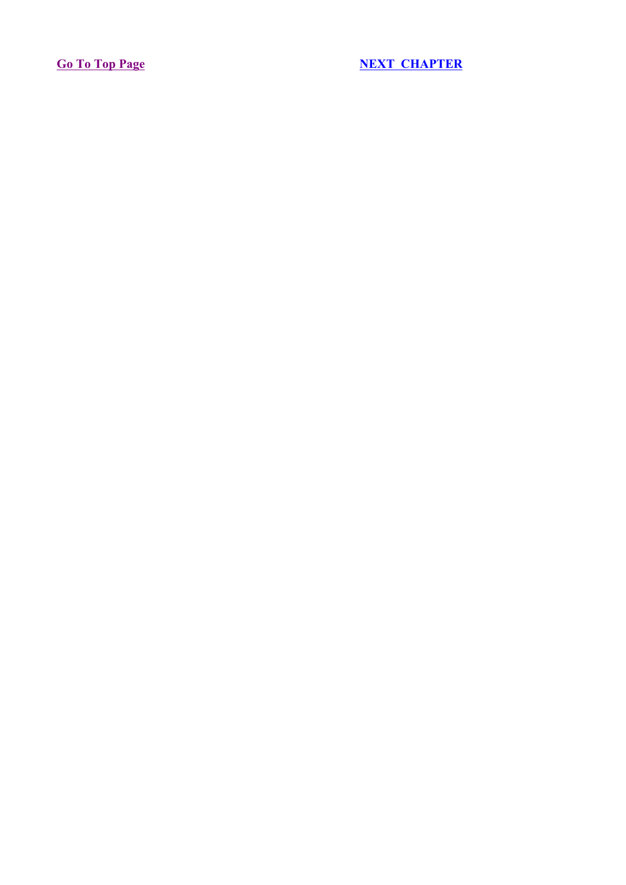[Go To Top Page]

[NEXT CHAPTER]